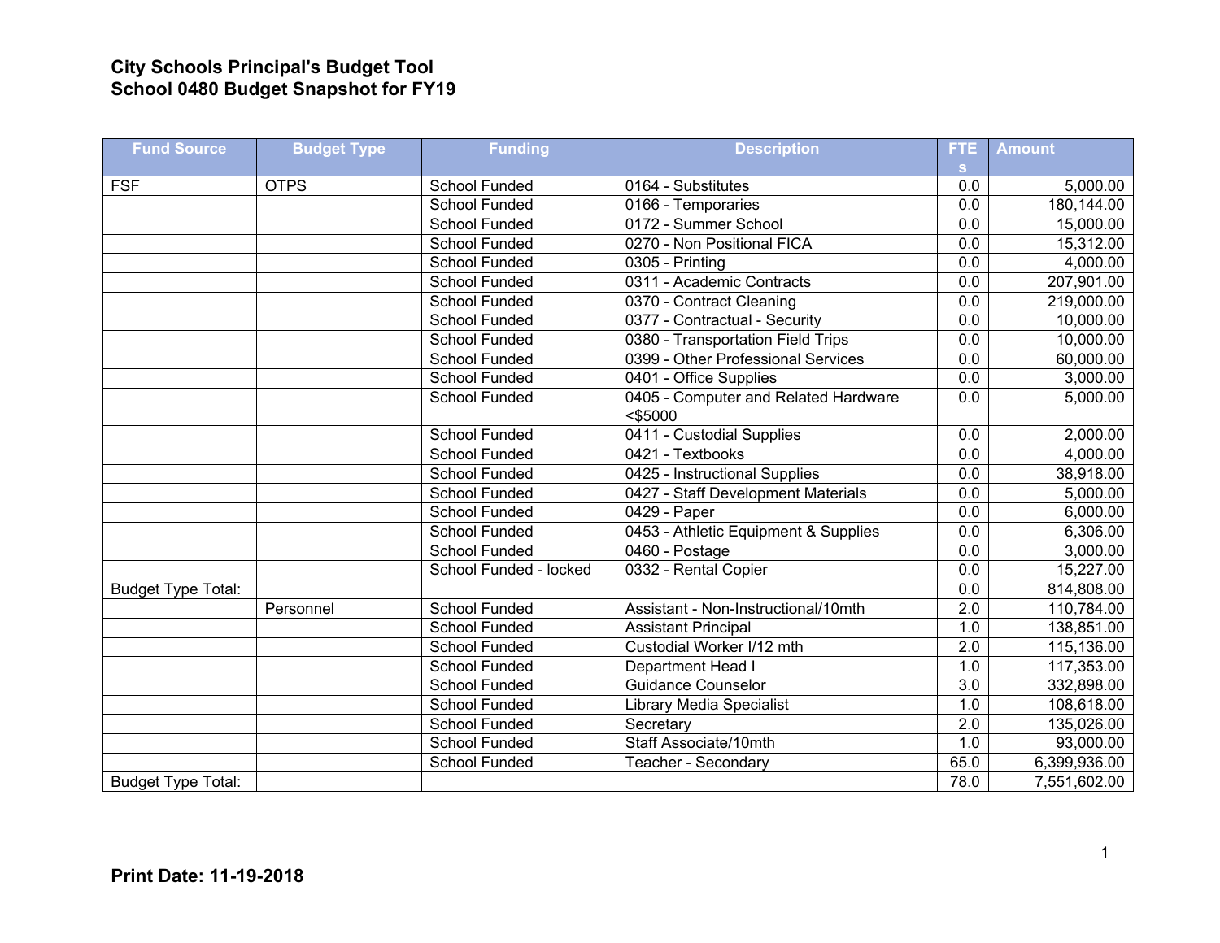# City Schools Principal's Budget Tool
## School 0480 Budget Snapshot for FY19

| Fund Source | Budget Type | Funding | Description | FTEs | Amount |
|---|---|---|---|---|---|
| FSF | OTPS | School Funded | 0164 - Substitutes | 0.0 | 5,000.00 |
| | | School Funded | 0166 - Temporaries | 0.0 | 180,144.00 |
| | | School Funded | 0172 - Summer School | 0.0 | 15,000.00 |
| | | School Funded | 0270 - Non Positional FICA | 0.0 | 15,312.00 |
| | | School Funded | 0305 - Printing | 0.0 | 4,000.00 |
| | | School Funded | 0311 - Academic Contracts | 0.0 | 207,901.00 |
| | | School Funded | 0370 - Contract Cleaning | 0.0 | 219,000.00 |
| | | School Funded | 0377 - Contractual - Security | 0.0 | 10,000.00 |
| | | School Funded | 0380 - Transportation Field Trips | 0.0 | 10,000.00 |
| | | School Funded | 0399 - Other Professional Services | 0.0 | 60,000.00 |
| | | School Funded | 0401 - Office Supplies | 0.0 | 3,000.00 |
| | | School Funded | 0405 - Computer and Related Hardware <$5000 | 0.0 | 5,000.00 |
| | | School Funded | 0411 - Custodial Supplies | 0.0 | 2,000.00 |
| | | School Funded | 0421 - Textbooks | 0.0 | 4,000.00 |
| | | School Funded | 0425 - Instructional Supplies | 0.0 | 38,918.00 |
| | | School Funded | 0427 - Staff Development Materials | 0.0 | 5,000.00 |
| | | School Funded | 0429 - Paper | 0.0 | 6,000.00 |
| | | School Funded | 0453 - Athletic Equipment & Supplies | 0.0 | 6,306.00 |
| | | School Funded | 0460 - Postage | 0.0 | 3,000.00 |
| | | School Funded - locked | 0332 - Rental Copier | 0.0 | 15,227.00 |
| Budget Type Total: | | | | 0.0 | 814,808.00 |
| | Personnel | School Funded | Assistant - Non-Instructional/10mth | 2.0 | 110,784.00 |
| | | School Funded | Assistant Principal | 1.0 | 138,851.00 |
| | | School Funded | Custodial Worker I/12 mth | 2.0 | 115,136.00 |
| | | School Funded | Department Head I | 1.0 | 117,353.00 |
| | | School Funded | Guidance Counselor | 3.0 | 332,898.00 |
| | | School Funded | Library Media Specialist | 1.0 | 108,618.00 |
| | | School Funded | Secretary | 2.0 | 135,026.00 |
| | | School Funded | Staff Associate/10mth | 1.0 | 93,000.00 |
| | | School Funded | Teacher - Secondary | 65.0 | 6,399,936.00 |
| Budget Type Total: | | | | 78.0 | 7,551,602.00 |

**Print Date: 11-19-2018**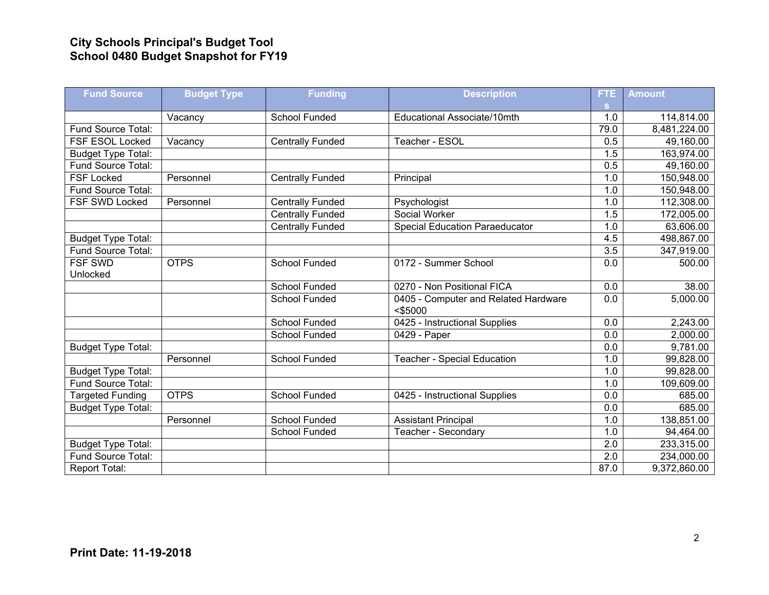## City Schools Principal's Budget Tool
## School 0480 Budget Snapshot for FY19

| Fund Source | Budget Type | Funding | Description | FTEs | Amount |
|---|---|---|---|---|---|
| | Vacancy | School Funded | Educational Associate/10mth | 1.0 | 114,814.00 |
| Fund Source Total: | | | | 79.0 | 8,481,224.00 |
| FSF ESOL Locked | Vacancy | Centrally Funded | Teacher - ESOL | 0.5 | 49,160.00 |
| Budget Type Total: | | | | 1.5 | 163,974.00 |
| Fund Source Total: | | | | 0.5 | 49,160.00 |
| FSF Locked | Personnel | Centrally Funded | Principal | 1.0 | 150,948.00 |
| Fund Source Total: | | | | 1.0 | 150,948.00 |
| FSF SWD Locked | Personnel | Centrally Funded | Psychologist | 1.0 | 112,308.00 |
| | | Centrally Funded | Social Worker | 1.5 | 172,005.00 |
| | | Centrally Funded | Special Education Paraeducator | 1.0 | 63,606.00 |
| Budget Type Total: | | | | 4.5 | 498,867.00 |
| Fund Source Total: | | | | 3.5 | 347,919.00 |
| FSF SWD Unlocked | OTPS | School Funded | 0172 - Summer School | 0.0 | 500.00 |
| | | School Funded | 0270 - Non Positional FICA | 0.0 | 38.00 |
| | | School Funded | 0405 - Computer and Related Hardware <$5000 | 0.0 | 5,000.00 |
| | | School Funded | 0425 - Instructional Supplies | 0.0 | 2,243.00 |
| | | School Funded | 0429 - Paper | 0.0 | 2,000.00 |
| Budget Type Total: | | | | 0.0 | 9,781.00 |
| | Personnel | School Funded | Teacher - Special Education | 1.0 | 99,828.00 |
| Budget Type Total: | | | | 1.0 | 99,828.00 |
| Fund Source Total: | | | | 1.0 | 109,609.00 |
| Targeted Funding | OTPS | School Funded | 0425 - Instructional Supplies | 0.0 | 685.00 |
| Budget Type Total: | | | | 0.0 | 685.00 |
| | Personnel | School Funded | Assistant Principal | 1.0 | 138,851.00 |
| | | School Funded | Teacher - Secondary | 1.0 | 94,464.00 |
| Budget Type Total: | | | | 2.0 | 233,315.00 |
| Fund Source Total: | | | | 2.0 | 234,000.00 |
| Report Total: | | | | 87.0 | 9,372,860.00 |

**Print Date: 11-19-2018**